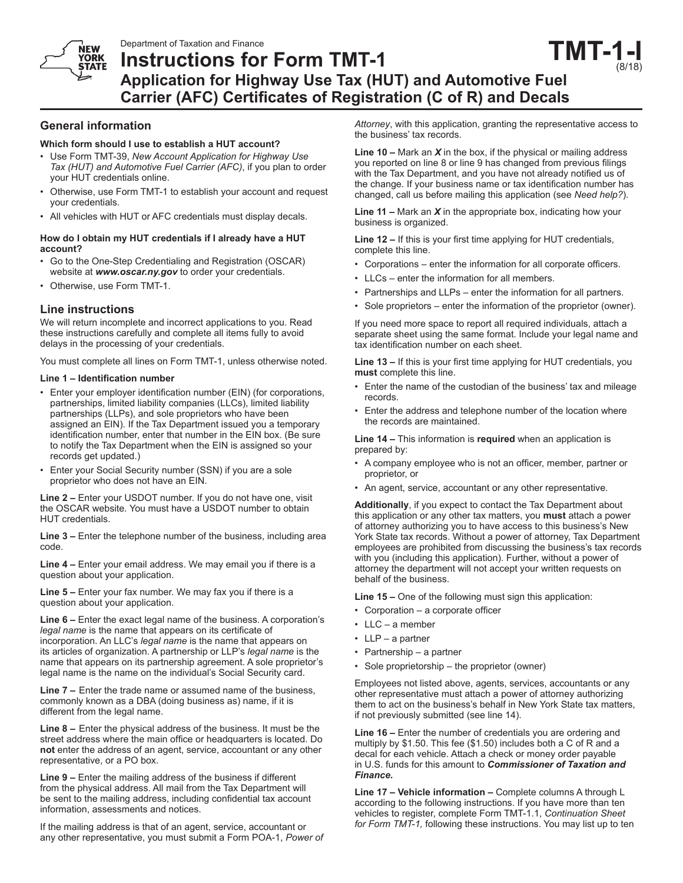Department of Taxation and Finance

# Instructions for Form TMT-1

**TMT-1-I** (8/18)

## Application for Highway Use Tax (HUT) and Automotive Fuel Carrier (AFC) Certificates of Registration (C of R) and Decals

## General information

**Which form should I use to establish a HUT account?**

- Use Form TMT-39, *New Account Application for Highway Use Tax (HUT) and Automotive Fuel Carrier (AFC)*, if you plan to order your HUT credentials online.
- Otherwise, use Form TMT-1 to establish your account and request your credentials.
- All vehicles with HUT or AFC credentials must display decals.

**How do I obtain my HUT credentials if I already have a HUT account?**

- Go to the One-Step Credentialing and Registration (OSCAR) website at ***www.oscar.ny.gov*** to order your credentials.
- Otherwise, use Form TMT-1.

## Line instructions

We will return incomplete and incorrect applications to you. Read these instructions carefully and complete all items fully to avoid delays in the processing of your credentials.

You must complete all lines on Form TMT-1, unless otherwise noted.

**Line 1 – Identification number**

- Enter your employer identification number (EIN) (for corporations, partnerships, limited liability companies (LLCs), limited liability partnerships (LLPs), and sole proprietors who have been assigned an EIN). If the Tax Department issued you a temporary identification number, enter that number in the EIN box. (Be sure to notify the Tax Department when the EIN is assigned so your records get updated.)
- Enter your Social Security number (SSN) if you are a sole proprietor who does not have an EIN.

**Line 2 –** Enter your USDOT number. If you do not have one, visit the OSCAR website. You must have a USDOT number to obtain HUT credentials.

**Line 3 –** Enter the telephone number of the business, including area code.

**Line 4 –** Enter your email address. We may email you if there is a question about your application.

**Line 5 –** Enter your fax number. We may fax you if there is a question about your application.

**Line 6 –** Enter the exact legal name of the business. A corporation's *legal name* is the name that appears on its certificate of incorporation. An LLC's *legal name* is the name that appears on its articles of organization. A partnership or LLP's *legal name* is the name that appears on its partnership agreement. A sole proprietor's legal name is the name on the individual's Social Security card.

**Line 7 –** Enter the trade name or assumed name of the business, commonly known as a DBA (doing business as) name, if it is different from the legal name.

**Line 8 –** Enter the physical address of the business. It must be the street address where the main office or headquarters is located. Do **not** enter the address of an agent, service, accountant or any other representative, or a PO box.

**Line 9 –** Enter the mailing address of the business if different from the physical address. All mail from the Tax Department will be sent to the mailing address, including confidential tax account information, assessments and notices.

If the mailing address is that of an agent, service, accountant or any other representative, you must submit a Form POA-1, *Power of Attorney*, with this application, granting the representative access to the business' tax records.

**Line 10 –** Mark an ***X*** in the box, if the physical or mailing address you reported on line 8 or line 9 has changed from previous filings with the Tax Department, and you have not already notified us of the change. If your business name or tax identification number has changed, call us before mailing this application (see *Need help?*).

**Line 11 –** Mark an ***X*** in the appropriate box, indicating how your business is organized.

**Line 12 –** If this is your first time applying for HUT credentials, complete this line.

- Corporations – enter the information for all corporate officers.
- LLCs – enter the information for all members.
- Partnerships and LLPs – enter the information for all partners.
- Sole proprietors – enter the information of the proprietor (owner).

If you need more space to report all required individuals, attach a separate sheet using the same format. Include your legal name and tax identification number on each sheet.

**Line 13 –** If this is your first time applying for HUT credentials, you **must** complete this line.

- Enter the name of the custodian of the business' tax and mileage records.
- Enter the address and telephone number of the location where the records are maintained.

**Line 14 –** This information is **required** when an application is prepared by:

- A company employee who is not an officer, member, partner or proprietor, or
- An agent, service, accountant or any other representative.

**Additionally**, if you expect to contact the Tax Department about this application or any other tax matters, you **must** attach a power of attorney authorizing you to have access to this business's New York State tax records. Without a power of attorney, Tax Department employees are prohibited from discussing the business's tax records with you (including this application). Further, without a power of attorney the department will not accept your written requests on behalf of the business.

**Line 15 –** One of the following must sign this application:

- Corporation – a corporate officer
- LLC – a member
- LLP – a partner
- Partnership – a partner
- Sole proprietorship – the proprietor (owner)

Employees not listed above, agents, services, accountants or any other representative must attach a power of attorney authorizing them to act on the business's behalf in New York State tax matters, if not previously submitted (see line 14).

**Line 16 –** Enter the number of credentials you are ordering and multiply by $1.50. This fee ($1.50) includes both a C of R and a decal for each vehicle. Attach a check or money order payable in U.S. funds for this amount to ***Commissioner of Taxation and Finance.***

**Line 17 – Vehicle information –** Complete columns A through L according to the following instructions. If you have more than ten vehicles to register, complete Form TMT-1.1, *Continuation Sheet for Form TMT-1,* following these instructions. You may list up to ten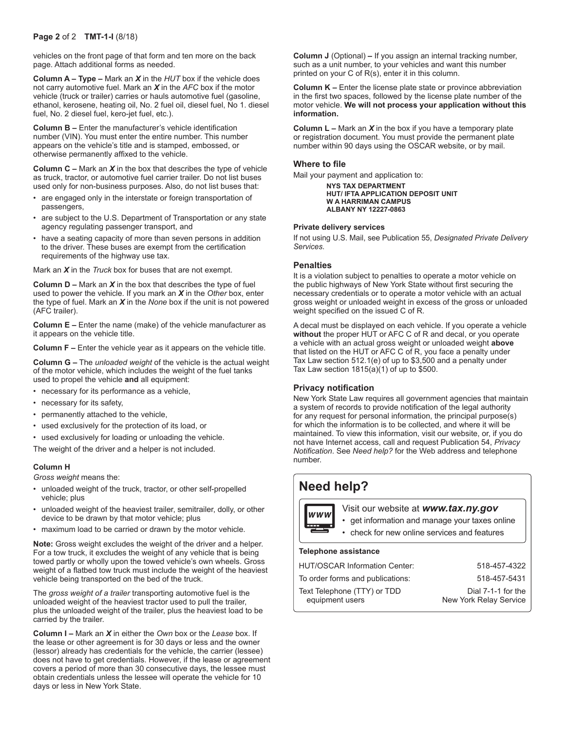vehicles on the front page of that form and ten more on the back page. Attach additional forms as needed.

**Column A – Type –** Mark an ***X*** in the *HUT* box if the vehicle does not carry automotive fuel. Mark an ***X*** in the *AFC* box if the motor vehicle (truck or trailer) carries or hauls automotive fuel (gasoline, ethanol, kerosene, heating oil, No. 2 fuel oil, diesel fuel, No 1. diesel fuel, No. 2 diesel fuel, kero-jet fuel, etc.).

**Column B –** Enter the manufacturer's vehicle identification number (VIN). You must enter the entire number. This number appears on the vehicle's title and is stamped, embossed, or otherwise permanently affixed to the vehicle.

**Column C –** Mark an ***X*** in the box that describes the type of vehicle as truck, tractor, or automotive fuel carrier trailer. Do not list buses used only for non-business purposes. Also, do not list buses that:

- are engaged only in the interstate or foreign transportation of passengers,
- are subject to the U.S. Department of Transportation or any state agency regulating passenger transport, and
- have a seating capacity of more than seven persons in addition to the driver. These buses are exempt from the certification requirements of the highway use tax.

Mark an ***X*** in the *Truck* box for buses that are not exempt.

**Column D –** Mark an ***X*** in the box that describes the type of fuel used to power the vehicle. If you mark an ***X*** in the *Other* box, enter the type of fuel. Mark an ***X*** in the *None* box if the unit is not powered (AFC trailer).

**Column E –** Enter the name (make) of the vehicle manufacturer as it appears on the vehicle title.

**Column F –** Enter the vehicle year as it appears on the vehicle title.

**Column G –** The *unloaded weight* of the vehicle is the actual weight of the motor vehicle, which includes the weight of the fuel tanks used to propel the vehicle **and** all equipment:

- necessary for its performance as a vehicle,
- necessary for its safety,
- permanently attached to the vehicle,
- used exclusively for the protection of its load, or
- used exclusively for loading or unloading the vehicle.

The weight of the driver and a helper is not included.

**Column H**

*Gross weight* means the:

- unloaded weight of the truck, tractor, or other self-propelled vehicle; plus
- unloaded weight of the heaviest trailer, semitrailer, dolly, or other device to be drawn by that motor vehicle; plus
- maximum load to be carried or drawn by the motor vehicle.

**Note:** Gross weight excludes the weight of the driver and a helper. For a tow truck, it excludes the weight of any vehicle that is being towed partly or wholly upon the towed vehicle's own wheels. Gross weight of a flatbed tow truck must include the weight of the heaviest vehicle being transported on the bed of the truck.

The *gross weight of a trailer* transporting automotive fuel is the unloaded weight of the heaviest tractor used to pull the trailer, plus the unloaded weight of the trailer, plus the heaviest load to be carried by the trailer.

**Column I –** Mark an ***X*** in either the *Own* box or the *Lease* box. If the lease or other agreement is for 30 days or less and the owner (lessor) already has credentials for the vehicle, the carrier (lessee) does not have to get credentials. However, if the lease or agreement covers a period of more than 30 consecutive days, the lessee must obtain credentials unless the lessee will operate the vehicle for 10 days or less in New York State.

**Column J** (Optional) **–** If you assign an internal tracking number, such as a unit number, to your vehicles and want this number printed on your C of R(s), enter it in this column.

**Column K –** Enter the license plate state or province abbreviation in the first two spaces, followed by the license plate number of the motor vehicle. **We will not process your application without this information.**

**Column L –** Mark an ***X*** in the box if you have a temporary plate or registration document. You must provide the permanent plate number within 90 days using the OSCAR website, or by mail.

### Where to file

Mail your payment and application to:

**NYS TAX DEPARTMENT**
**HUT/ IFTA APPLICATION DEPOSIT UNIT**
**W A HARRIMAN CAMPUS**
**ALBANY NY 12227-0863**

#### Private delivery services

If not using U.S. Mail, see Publication 55, *Designated Private Delivery Services*.

### Penalties

It is a violation subject to penalties to operate a motor vehicle on the public highways of New York State without first securing the necessary credentials or to operate a motor vehicle with an actual gross weight or unloaded weight in excess of the gross or unloaded weight specified on the issued C of R.

A decal must be displayed on each vehicle. If you operate a vehicle **without** the proper HUT or AFC C of R and decal, or you operate a vehicle with an actual gross weight or unloaded weight **above** that listed on the HUT or AFC C of R, you face a penalty under Tax Law section 512.1(e) of up to $3,500 and a penalty under Tax Law section 1815(a)(1) of up to $500.

### Privacy notification

New York State Law requires all government agencies that maintain a system of records to provide notification of the legal authority for any request for personal information, the principal purpose(s) for which the information is to be collected, and where it will be maintained. To view this information, visit our website, or, if you do not have Internet access, call and request Publication 54, *Privacy Notification*. See *Need help?* for the Web address and telephone number.

## Need help?

Visit our website at ***www.tax.ny.gov***

- get information and manage your taxes online
- check for new online services and features

#### Telephone assistance

| | |
|---|---|
| HUT/OSCAR Information Center: | 518-457-4322 |
| To order forms and publications: | 518-457-5431 |
| Text Telephone (TTY) or TDD equipment users | Dial 7-1-1 for the New York Relay Service |